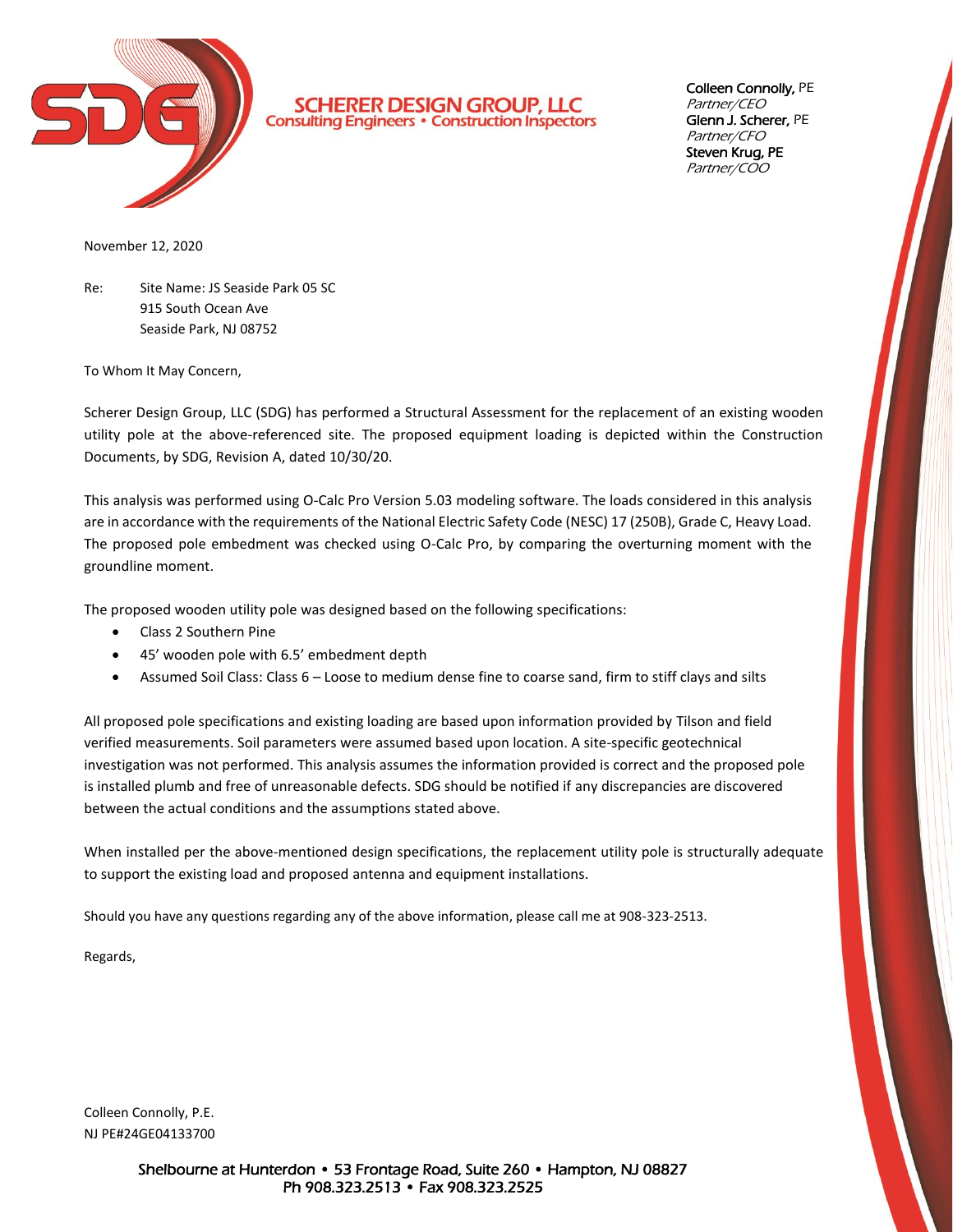**SCHERER DESIGN GROUP, LLC**
Consulting Engineers • Construction Inspectors

Colleen Connolly, PE
*Partner/CEO*
Glenn J. Scherer, PE
*Partner/CFO*
Steven Krug, PE
*Partner/COO*

November 12, 2020

Re: Site Name: JS Seaside Park 05 SC
915 South Ocean Ave
Seaside Park, NJ 08752

To Whom It May Concern,

Scherer Design Group, LLC (SDG) has performed a Structural Assessment for the replacement of an existing wooden utility pole at the above-referenced site. The proposed equipment loading is depicted within the Construction Documents, by SDG, Revision A, dated 10/30/20.

This analysis was performed using O-Calc Pro Version 5.03 modeling software. The loads considered in this analysis are in accordance with the requirements of the National Electric Safety Code (NESC) 17 (250B), Grade C, Heavy Load. The proposed pole embedment was checked using O-Calc Pro, by comparing the overturning moment with the groundline moment.

The proposed wooden utility pole was designed based on the following specifications:

- Class 2 Southern Pine
- 45' wooden pole with 6.5' embedment depth
- Assumed Soil Class: Class 6 – Loose to medium dense fine to coarse sand, firm to stiff clays and silts

All proposed pole specifications and existing loading are based upon information provided by Tilson and field verified measurements. Soil parameters were assumed based upon location. A site-specific geotechnical investigation was not performed. This analysis assumes the information provided is correct and the proposed pole is installed plumb and free of unreasonable defects. SDG should be notified if any discrepancies are discovered between the actual conditions and the assumptions stated above.

When installed per the above-mentioned design specifications, the replacement utility pole is structurally adequate to support the existing load and proposed antenna and equipment installations.

Should you have any questions regarding any of the above information, please call me at 908-323-2513.

Regards,

Colleen Connolly, P.E.
NJ PE#24GE04133700

Shelbourne at Hunterdon • 53 Frontage Road, Suite 260 • Hampton, NJ 08827
Ph 908.323.2513 • Fax 908.323.2525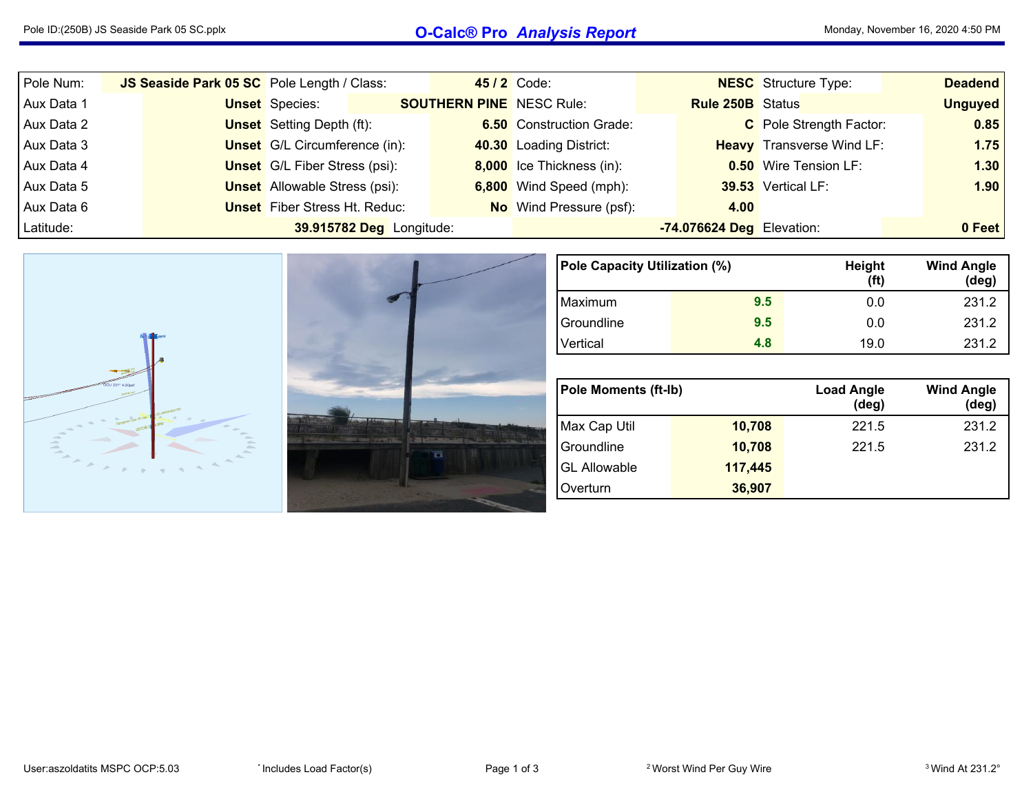| Pole Num: | JS Seaside Park 05 SC | Pole Length / Class: | 45 / 2 | Code: | NESC | Structure Type: | Deadend |
|---|---|---|---|---|---|---|---|
| Aux Data 1 | Unset | Species: | SOUTHERN PINE | NESC Rule: | Rule 250B | Status | Unguyed |
| Aux Data 2 | Unset | Setting Depth (ft): | 6.50 | Construction Grade: | C | Pole Strength Factor: | 0.85 |
| Aux Data 3 | Unset | G/L Circumference (in): | 40.30 | Loading District: | Heavy | Transverse Wind LF: | 1.75 |
| Aux Data 4 | Unset | G/L Fiber Stress (psi): | 8,000 | Ice Thickness (in): | 0.50 | Wire Tension LF: | 1.30 |
| Aux Data 5 | Unset | Allowable Stress (psi): | 6,800 | Wind Speed (mph): | 39.53 | Vertical LF: | 1.90 |
| Aux Data 6 | Unset | Fiber Stress Ht. Reduc: | No | Wind Pressure (psf): | 4.00 | | |
| Latitude: | 39.915782 Deg | Longitude: | | | -74.076624 Deg | Elevation: | 0 Feet |

| Pole Capacity Utilization (%) | | Height (ft) | Wind Angle (deg) |
|---|---|---|---|
| Maximum | 9.5 | 0.0 | 231.2 |
| Groundline | 9.5 | 0.0 | 231.2 |
| Vertical | 4.8 | 19.0 | 231.2 |

| Pole Moments (ft-lb) | | Load Angle (deg) | Wind Angle (deg) |
|---|---|---|---|
| Max Cap Util | 10,708 | 221.5 | 231.2 |
| Groundline | 10,708 | 221.5 | 231.2 |
| GL Allowable | 117,445 | | |
| Overturn | 36,907 | | |

User:aszoldatits MSPC OCP:5.03 | * Includes Load Factor(s) | [2] Worst Wind Per Guy Wire | [3] Wind At 231.2°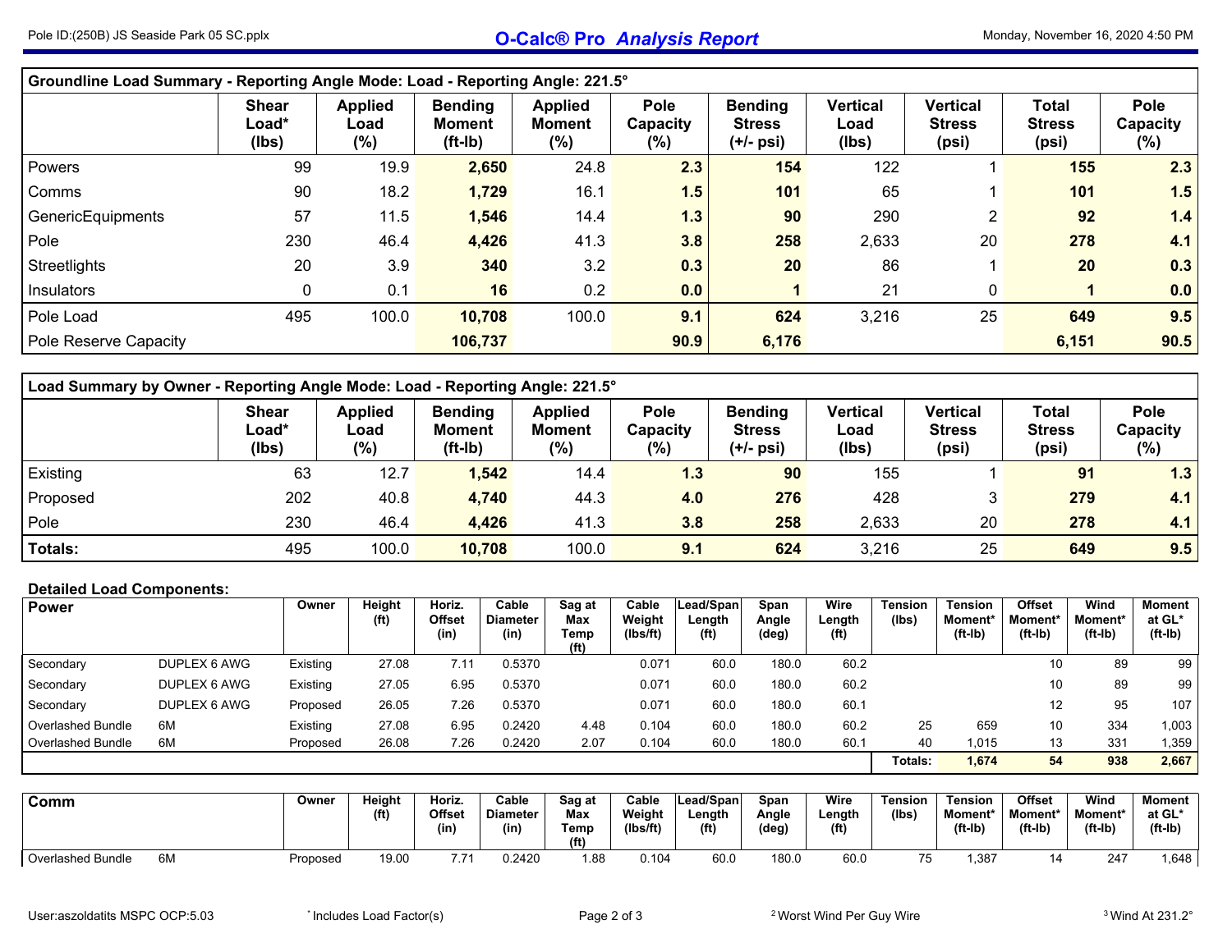## Groundline Load Summary - Reporting Angle Mode: Load - Reporting Angle: 221.5°

| | Shear Load* (lbs) | Applied Load (%) | Bending Moment (ft-lb) | Applied Moment (%) | Pole Capacity (%) | Bending Stress (+/- psi) | Vertical Load (lbs) | Vertical Stress (psi) | Total Stress (psi) | Pole Capacity (%) |
|---|---|---|---|---|---|---|---|---|---|---|
| Powers | 99 | 19.9 | **2,650** | 24.8 | **2.3** | **154** | 122 | 1 | **155** | **2.3** |
| Comms | 90 | 18.2 | **1,729** | 16.1 | **1.5** | **101** | 65 | 1 | **101** | **1.5** |
| GenericEquipments | 57 | 11.5 | **1,546** | 14.4 | **1.3** | **90** | 290 | 2 | **92** | **1.4** |
| Pole | 230 | 46.4 | **4,426** | 41.3 | **3.8** | **258** | 2,633 | 20 | **278** | **4.1** |
| Streetlights | 20 | 3.9 | **340** | 3.2 | **0.3** | **20** | 86 | 1 | **20** | **0.3** |
| Insulators | 0 | 0.1 | **16** | 0.2 | **0.0** | **1** | 21 | 0 | **1** | **0.0** |
| Pole Load | 495 | 100.0 | **10,708** | 100.0 | **9.1** | **624** | 3,216 | 25 | **649** | **9.5** |
| Pole Reserve Capacity | | | **106,737** | | **90.9** | **6,176** | | | **6,151** | **90.5** |

## Load Summary by Owner - Reporting Angle Mode: Load - Reporting Angle: 221.5°

| | Shear Load* (lbs) | Applied Load (%) | Bending Moment (ft-lb) | Applied Moment (%) | Pole Capacity (%) | Bending Stress (+/- psi) | Vertical Load (lbs) | Vertical Stress (psi) | Total Stress (psi) | Pole Capacity (%) |
|---|---|---|---|---|---|---|---|---|---|---|
| Existing | 63 | 12.7 | **1,542** | 14.4 | **1.3** | **90** | 155 | 1 | **91** | **1.3** |
| Proposed | 202 | 40.8 | **4,740** | 44.3 | **4.0** | **276** | 428 | 3 | **279** | **4.1** |
| Pole | 230 | 46.4 | **4,426** | 41.3 | **3.8** | **258** | 2,633 | 20 | **278** | **4.1** |
| **Totals:** | 495 | 100.0 | **10,708** | 100.0 | **9.1** | **624** | 3,216 | 25 | **649** | **9.5** |

## Detailed Load Components:

| Power | | Owner | Height (ft) | Horiz. Offset (in) | Cable Diameter (in) | Sag at Max Temp (ft) | Cable Weight (lbs/ft) | Lead/Span Length (ft) | Span Angle (deg) | Wire Length (ft) | Tension (lbs) | Tension Moment* (ft-lb) | Offset Moment* (ft-lb) | Wind Moment* (ft-lb) | Moment at GL* (ft-lb) |
|---|---|---|---|---|---|---|---|---|---|---|---|---|---|---|---|
| Secondary | DUPLEX 6 AWG | Existing | 27.08 | 7.11 | 0.5370 | | 0.071 | 60.0 | 180.0 | 60.2 | | | 10 | 89 | 99 |
| Secondary | DUPLEX 6 AWG | Existing | 27.05 | 6.95 | 0.5370 | | 0.071 | 60.0 | 180.0 | 60.2 | | | 10 | 89 | 99 |
| Secondary | DUPLEX 6 AWG | Proposed | 26.05 | 7.26 | 0.5370 | | 0.071 | 60.0 | 180.0 | 60.1 | | | 12 | 95 | 107 |
| Overlashed Bundle | 6M | Existing | 27.08 | 6.95 | 0.2420 | 4.48 | 0.104 | 60.0 | 180.0 | 60.2 | 25 | 659 | 10 | 334 | 1,003 |
| Overlashed Bundle | 6M | Proposed | 26.08 | 7.26 | 0.2420 | 2.07 | 0.104 | 60.0 | 180.0 | 60.1 | 40 | 1,015 | 13 | 331 | 1,359 |
| | | | | | | | | | | | Totals: | **1,674** | **54** | **938** | **2,667** |

| Comm | | Owner | Height (ft) | Horiz. Offset (in) | Cable Diameter (in) | Sag at Max Temp (ft) | Cable Weight (lbs/ft) | Lead/Span Length (ft) | Span Angle (deg) | Wire Length (ft) | Tension (lbs) | Tension Moment* (ft-lb) | Offset Moment* (ft-lb) | Wind Moment* (ft-lb) | Moment at GL* (ft-lb) |
|---|---|---|---|---|---|---|---|---|---|---|---|---|---|---|---|
| Overlashed Bundle | 6M | Proposed | 19.00 | 7.71 | 0.2420 | 1.88 | 0.104 | 60.0 | 180.0 | 60.0 | 75 | 1,387 | 14 | 247 | 1,648 |

* Includes Load Factor(s)

[2] Worst Wind Per Guy Wire

[3] Wind At 231.2°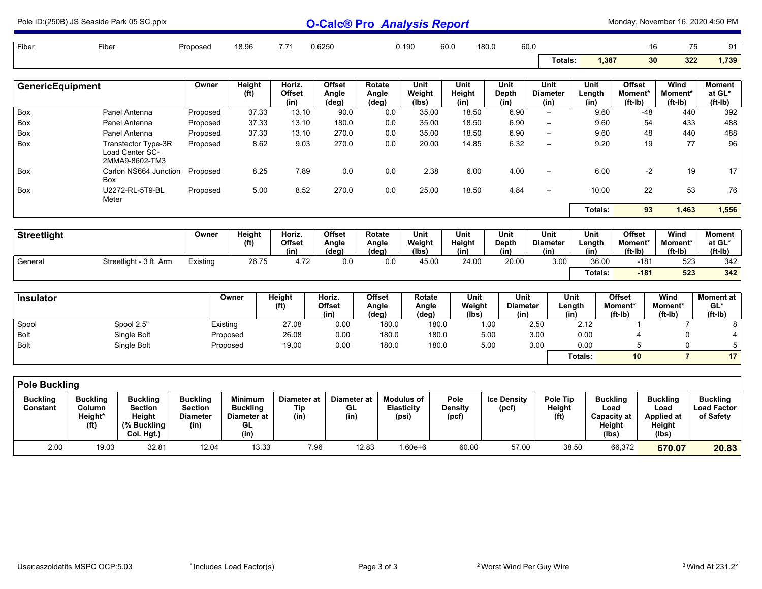| | | | | | | | | | | | | | | |
|---|---|---|---|---|---|---|---|---|---|---|---|---|---|---|
| Fiber | Fiber | Proposed | 18.96 | 7.71 | 0.6250 | | 0.190 | 60.0 | 180.0 | 60.0 | | 16 | 75 | 91 |
| | | | | | | | | | | | Totals: 1,387 | 30 | 322 | 1,739 |

| GenericEquipment | | Owner | Height (ft) | Horiz. Offset (in) | Offset Angle (deg) | Rotate Angle (deg) | Unit Weight (lbs) | Unit Height (in) | Unit Depth (in) | Unit Diameter (in) | Unit Length (in) | Offset Moment* (ft-lb) | Wind Moment* (ft-lb) | Moment at GL* (ft-lb) |
|---|---|---|---|---|---|---|---|---|---|---|---|---|---|---|
| Box | Panel Antenna | Proposed | 37.33 | 13.10 | 90.0 | 0.0 | 35.00 | 18.50 | 6.90 | -- | 9.60 | -48 | 440 | 392 |
| Box | Panel Antenna | Proposed | 37.33 | 13.10 | 180.0 | 0.0 | 35.00 | 18.50 | 6.90 | -- | 9.60 | 54 | 433 | 488 |
| Box | Panel Antenna | Proposed | 37.33 | 13.10 | 270.0 | 0.0 | 35.00 | 18.50 | 6.90 | -- | 9.60 | 48 | 440 | 488 |
| Box | Transtector Type-3R Load Center SC-2MMA9-8602-TM3 | Proposed | 8.62 | 9.03 | 270.0 | 0.0 | 20.00 | 14.85 | 6.32 | -- | 9.20 | 19 | 77 | 96 |
| Box | Carlon NS664 Junction Box | Proposed | 8.25 | 7.89 | 0.0 | 0.0 | 2.38 | 6.00 | 4.00 | -- | 6.00 | -2 | 19 | 17 |
| Box | U2272-RL-5T9-BL Meter | Proposed | 5.00 | 8.52 | 270.0 | 0.0 | 25.00 | 18.50 | 4.84 | -- | 10.00 | 22 | 53 | 76 |
| | | | | | | | | | | | Totals: | 93 | 1,463 | 1,556 |

| Streetlight | | Owner | Height (ft) | Horiz. Offset (in) | Offset Angle (deg) | Rotate Angle (deg) | Unit Weight (lbs) | Unit Height (in) | Unit Depth (in) | Unit Diameter (in) | Unit Length (in) | Offset Moment* (ft-lb) | Wind Moment* (ft-lb) | Moment at GL* (ft-lb) |
|---|---|---|---|---|---|---|---|---|---|---|---|---|---|---|
| General | Streetlight - 3 ft. Arm | Existing | 26.75 | 4.72 | 0.0 | 0.0 | 45.00 | 24.00 | 20.00 | 3.00 | 36.00 | -181 | 523 | 342 |
| | | | | | | | | | | | Totals: | -181 | 523 | 342 |

| Insulator | | Owner | Height (ft) | Horiz. Offset (in) | Offset Angle (deg) | Rotate Angle (deg) | Unit Weight (lbs) | Unit Diameter (in) | Unit Length (in) | Offset Moment* (ft-lb) | Wind Moment* (ft-lb) | Moment at GL* (ft-lb) |
|---|---|---|---|---|---|---|---|---|---|---|---|---|
| Spool | Spool 2.5" | Existing | 27.08 | 0.00 | 180.0 | 180.0 | 1.00 | 2.50 | 2.12 | 1 | 7 | 8 |
| Bolt | Single Bolt | Proposed | 26.08 | 0.00 | 180.0 | 180.0 | 5.00 | 3.00 | 0.00 | 4 | 0 | 4 |
| Bolt | Single Bolt | Proposed | 19.00 | 0.00 | 180.0 | 180.0 | 5.00 | 3.00 | 0.00 | 5 | 0 | 5 |
| | | | | | | | | | Totals: | 10 | 7 | 17 |

**Pole Buckling**

| Buckling Constant | Buckling Column Height* (ft) | Buckling Section Height (% Buckling Col. Hgt.) | Buckling Section Diameter (in) | Minimum Buckling Diameter at GL (in) | Diameter at Tip (in) | Diameter at GL (in) | Modulus of Elasticity (psi) | Pole Density (pcf) | Ice Density (pcf) | Pole Tip Height (ft) | Buckling Load Capacity at Height (lbs) | Buckling Load Applied at Height (lbs) | Buckling Load Factor of Safety |
|---|---|---|---|---|---|---|---|---|---|---|---|---|---|
| 2.00 | 19.03 | 32.81 | 12.04 | 13.33 | 7.96 | 12.83 | 1.60e+6 | 60.00 | 57.00 | 38.50 | 66,372 | 670.07 | 20.83 |

User:aszoldatits MSPC OCP:5.03 | * Includes Load Factor(s) | [2] Worst Wind Per Guy Wire | [3] Wind At 231.2°